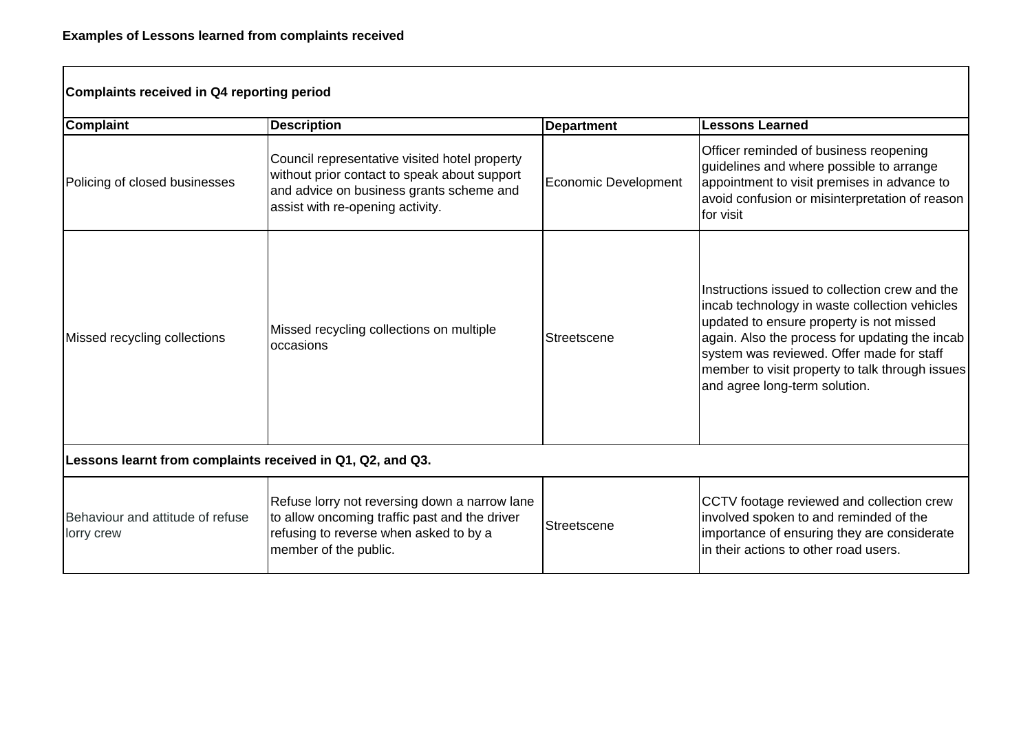**Examples of Lessons learned from complaints received**

| Complaints received in Q4 reporting period | | | |
|---|---|---|---|
| **Complaint** | **Description** | **Department** | **Lessons Learned** |
| Policing of closed businesses | Council representative visited hotel property without prior contact to speak about support and advice on business grants scheme and assist with re-opening activity. | Economic Development | Officer reminded of business reopening guidelines and where possible to arrange appointment to visit premises in advance to avoid confusion or misinterpretation of reason for visit |
| Missed recycling collections | Missed recycling collections on multiple occasions | Streetscene | Instructions issued to collection crew and the incab technology in waste collection vehicles updated to ensure property is not missed again. Also the process for updating the incab system was reviewed. Offer made for staff member to visit property to talk through issues and agree long-term solution. |
| **Lessons learnt from complaints received in Q1, Q2, and Q3.** | | | |
| Behaviour and attitude of refuse lorry crew | Refuse lorry not reversing down a narrow lane to allow oncoming traffic past and the driver refusing to reverse when asked to by a member of the public. | Streetscene | CCTV footage reviewed and collection crew involved spoken to and reminded of the importance of ensuring they are considerate in their actions to other road users. |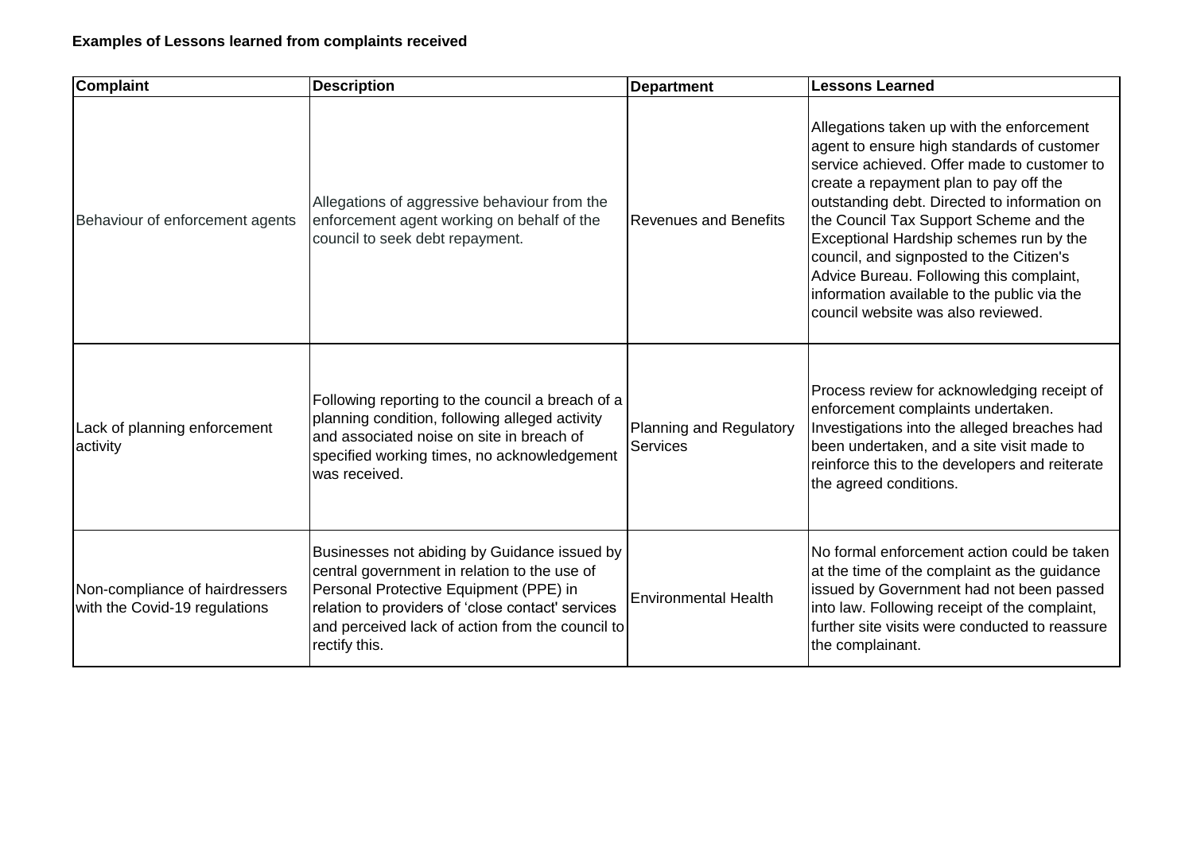**Examples of Lessons learned from complaints received**

| Complaint | Description | Department | Lessons Learned |
| --- | --- | --- | --- |
| Behaviour of enforcement agents | Allegations of aggressive behaviour from the enforcement agent working on behalf of the council to seek debt repayment. | Revenues and Benefits | Allegations taken up with the enforcement agent to ensure high standards of customer service achieved. Offer made to customer to create a repayment plan to pay off the outstanding debt. Directed to information on the Council Tax Support Scheme and the Exceptional Hardship schemes run by the council, and signposted to the Citizen's Advice Bureau. Following this complaint, information available to the public via the council website was also reviewed. |
| Lack of planning enforcement activity | Following reporting to the council a breach of a planning condition, following alleged activity and associated noise on site in breach of specified working times, no acknowledgement was received. | Planning and Regulatory Services | Process review for acknowledging receipt of enforcement complaints undertaken. Investigations into the alleged breaches had been undertaken, and a site visit made to reinforce this to the developers and reiterate the agreed conditions. |
| Non-compliance of hairdressers with the Covid-19 regulations | Businesses not abiding by Guidance issued by central government in relation to the use of Personal Protective Equipment (PPE) in relation to providers of 'close contact' services and perceived lack of action from the council to rectify this. | Environmental Health | No formal enforcement action could be taken at the time of the complaint as the guidance issued by Government had not been passed into law. Following receipt of the complaint, further site visits were conducted to reassure the complainant. |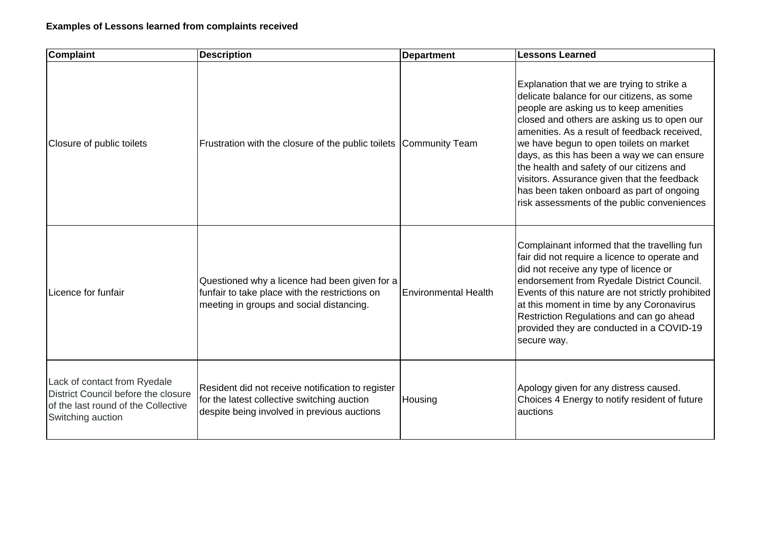**Examples of Lessons learned from complaints received**

| Complaint | Description | Department | Lessons Learned |
|---|---|---|---|
| Closure of public toilets | Frustration with the closure of the public toilets | Community Team | Explanation that we are trying to strike a delicate balance for our citizens, as some people are asking us to keep amenities closed and others are asking us to open our amenities. As a result of feedback received, we have begun to open toilets on market days, as this has been a way we can ensure the health and safety of our citizens and visitors. Assurance given that the feedback has been taken onboard as part of ongoing risk assessments of the public conveniences |
| Licence for funfair | Questioned why a licence had been given for a funfair to take place with the restrictions on meeting in groups and social distancing. | Environmental Health | Complainant informed that the travelling fun fair did not require a licence to operate and did not receive any type of licence or endorsement from Ryedale District Council. Events of this nature are not strictly prohibited at this moment in time by any Coronavirus Restriction Regulations and can go ahead provided they are conducted in a COVID-19 secure way. |
| Lack of contact from Ryedale District Council before the closure of the last round of the Collective Switching auction | Resident did not receive notification to register for the latest collective switching auction despite being involved in previous auctions | Housing | Apology given for any distress caused. Choices 4 Energy to notify resident of future auctions |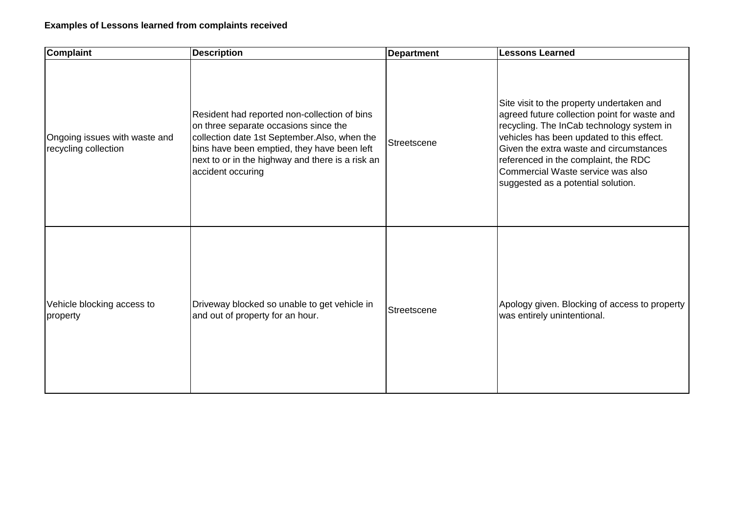**Examples of Lessons learned from complaints received**

| Complaint | Description | Department | Lessons Learned |
|---|---|---|---|
| Ongoing issues with waste and recycling collection | Resident had reported non-collection of bins on three separate occasions since the collection date 1st September.Also, when the bins have been emptied, they have been left next to or in the highway and there is a risk an accident occuring | Streetscene | Site visit to the property undertaken and agreed future collection point for waste and recycling. The InCab technology system in vehicles has been updated to this effect. Given the extra waste and circumstances referenced in the complaint, the RDC Commercial Waste service was also suggested as a potential solution. |
| Vehicle blocking access to property | Driveway blocked so unable to get vehicle in and out of property for an hour. | Streetscene | Apology given. Blocking of access to property was entirely unintentional. |